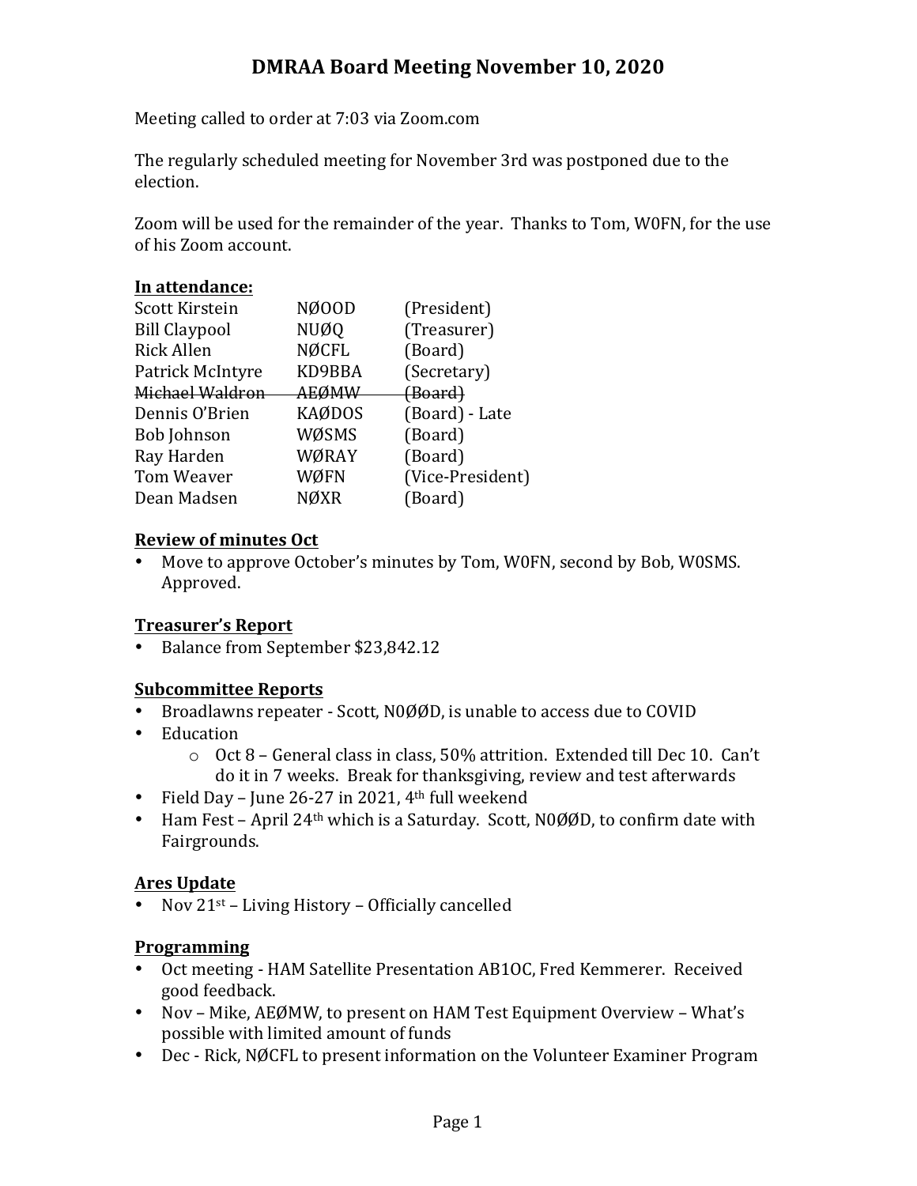# DMRAA Board Meeting November 10, 2020

Meeting called to order at 7:03 via Zoom.com

The regularly scheduled meeting for November 3rd was postponed due to the election.

Zoom will be used for the remainder of the year. Thanks to Tom, W0FN, for the use of his Zoom account.

**In attendance:**

| | | |
|---|---|---|
| Scott Kirstein | NØOOD | (President) |
| Bill Claypool | NUØQ | (Treasurer) |
| Rick Allen | NØCFL | (Board) |
| Patrick McIntyre | KD9BBA | (Secretary) |
| ~~Michael Waldron~~ | ~~AEØMW~~ | ~~(Board)~~ |
| Dennis O'Brien | KAØDOS | (Board) - Late |
| Bob Johnson | WØSMS | (Board) |
| Ray Harden | WØRAY | (Board) |
| Tom Weaver | WØFN | (Vice-President) |
| Dean Madsen | NØXR | (Board) |

**Review of minutes Oct**

- Move to approve October's minutes by Tom, W0FN, second by Bob, W0SMS. Approved.

**Treasurer's Report**

- Balance from September $23,842.12

**Subcommittee Reports**

- Broadlawns repeater - Scott, N0ØØD, is unable to access due to COVID
- Education
  - Oct 8 – General class in class, 50% attrition. Extended till Dec 10. Can't do it in 7 weeks. Break for thanksgiving, review and test afterwards
- Field Day – June 26-27 in 2021, 4th full weekend
- Ham Fest – April 24th which is a Saturday. Scott, N0ØØD, to confirm date with Fairgrounds.

**Ares Update**

- Nov 21st – Living History – Officially cancelled

**Programming**

- Oct meeting - HAM Satellite Presentation AB1OC, Fred Kemmerer. Received good feedback.
- Nov – Mike, AEØMW, to present on HAM Test Equipment Overview – What's possible with limited amount of funds
- Dec - Rick, NØCFL to present information on the Volunteer Examiner Program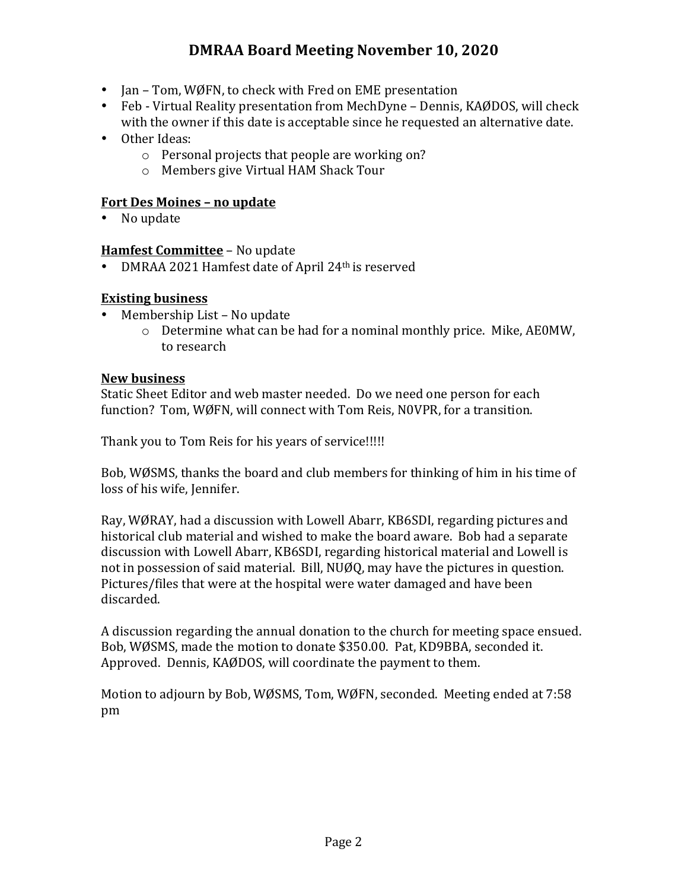- Jan – Tom, WØFN, to check with Fred on EME presentation
- Feb - Virtual Reality presentation from MechDyne – Dennis, KAØDOS, will check with the owner if this date is acceptable since he requested an alternative date.
- Other Ideas:
  - Personal projects that people are working on?
  - Members give Virtual HAM Shack Tour

**Fort Des Moines – no update**

- No update

**Hamfest Committee** – No update

- DMRAA 2021 Hamfest date of April 24th is reserved

**Existing business**

- Membership List – No update
  - Determine what can be had for a nominal monthly price. Mike, AE0MW, to research

**New business**

Static Sheet Editor and web master needed. Do we need one person for each function? Tom, WØFN, will connect with Tom Reis, N0VPR, for a transition.

Thank you to Tom Reis for his years of service!!!!!

Bob, WØSMS, thanks the board and club members for thinking of him in his time of loss of his wife, Jennifer.

Ray, WØRAY, had a discussion with Lowell Abarr, KB6SDI, regarding pictures and historical club material and wished to make the board aware. Bob had a separate discussion with Lowell Abarr, KB6SDI, regarding historical material and Lowell is not in possession of said material. Bill, NUØQ, may have the pictures in question. Pictures/files that were at the hospital were water damaged and have been discarded.

A discussion regarding the annual donation to the church for meeting space ensued. Bob, WØSMS, made the motion to donate $350.00. Pat, KD9BBA, seconded it. Approved. Dennis, KAØDOS, will coordinate the payment to them.

Motion to adjourn by Bob, WØSMS, Tom, WØFN, seconded. Meeting ended at 7:58 pm